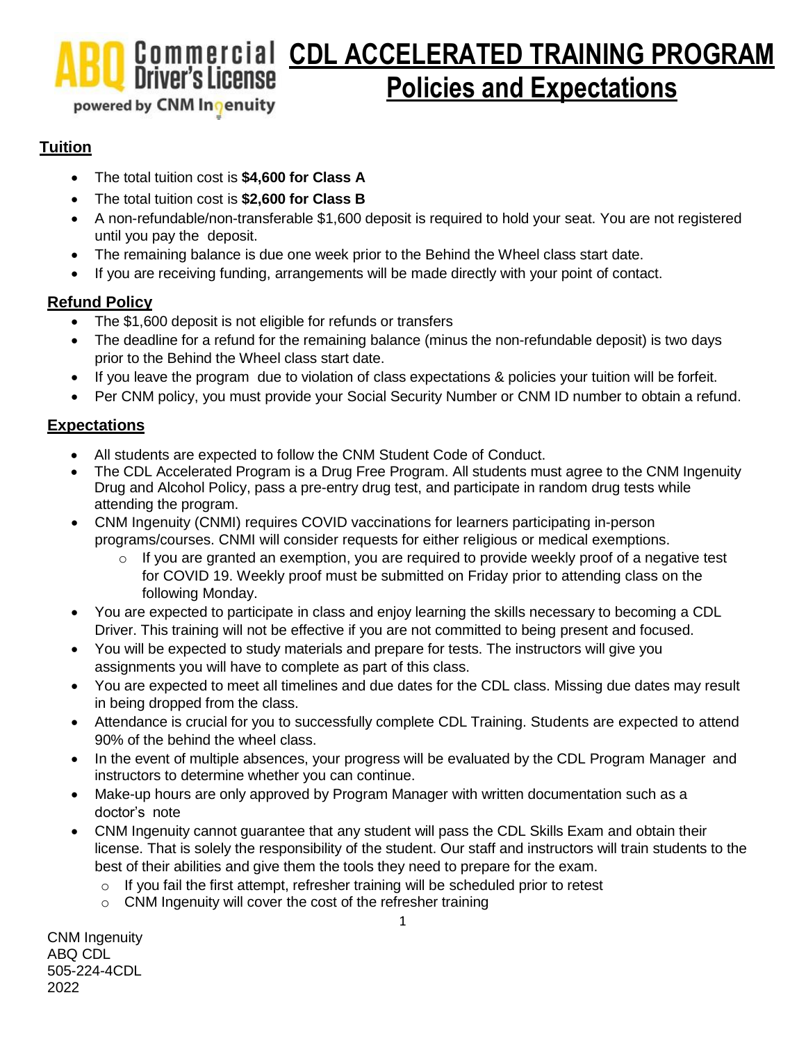ABQ Commercial Driver's License powered by CNM Ingenuity

# CDL ACCELERATED TRAINING PROGRAM
## Policies and Expectations

### Tuition

- The total tuition cost is **$4,600 for Class A**
- The total tuition cost is **$2,600 for Class B**
- A non-refundable/non-transferable $1,600 deposit is required to hold your seat. You are not registered until you pay the deposit.
- The remaining balance is due one week prior to the Behind the Wheel class start date.
- If you are receiving funding, arrangements will be made directly with your point of contact.

### Refund Policy

- The $1,600 deposit is not eligible for refunds or transfers
- The deadline for a refund for the remaining balance (minus the non-refundable deposit) is two days prior to the Behind the Wheel class start date.
- If you leave the program due to violation of class expectations & policies your tuition will be forfeit.
- Per CNM policy, you must provide your Social Security Number or CNM ID number to obtain a refund.

### Expectations

- All students are expected to follow the CNM Student Code of Conduct.
- The CDL Accelerated Program is a Drug Free Program. All students must agree to the CNM Ingenuity Drug and Alcohol Policy, pass a pre-entry drug test, and participate in random drug tests while attending the program.
- CNM Ingenuity (CNMI) requires COVID vaccinations for learners participating in-person programs/courses. CNMI will consider requests for either religious or medical exemptions.
  - If you are granted an exemption, you are required to provide weekly proof of a negative test for COVID 19. Weekly proof must be submitted on Friday prior to attending class on the following Monday.
- You are expected to participate in class and enjoy learning the skills necessary to becoming a CDL Driver. This training will not be effective if you are not committed to being present and focused.
- You will be expected to study materials and prepare for tests. The instructors will give you assignments you will have to complete as part of this class.
- You are expected to meet all timelines and due dates for the CDL class. Missing due dates may result in being dropped from the class.
- Attendance is crucial for you to successfully complete CDL Training. Students are expected to attend 90% of the behind the wheel class.
- In the event of multiple absences, your progress will be evaluated by the CDL Program Manager and instructors to determine whether you can continue.
- Make-up hours are only approved by Program Manager with written documentation such as a doctor's note
- CNM Ingenuity cannot guarantee that any student will pass the CDL Skills Exam and obtain their license. That is solely the responsibility of the student. Our staff and instructors will train students to the best of their abilities and give them the tools they need to prepare for the exam.
  - If you fail the first attempt, refresher training will be scheduled prior to retest
  - CNM Ingenuity will cover the cost of the refresher training

CNM Ingenuity
ABQ CDL
505-224-4CDL
2022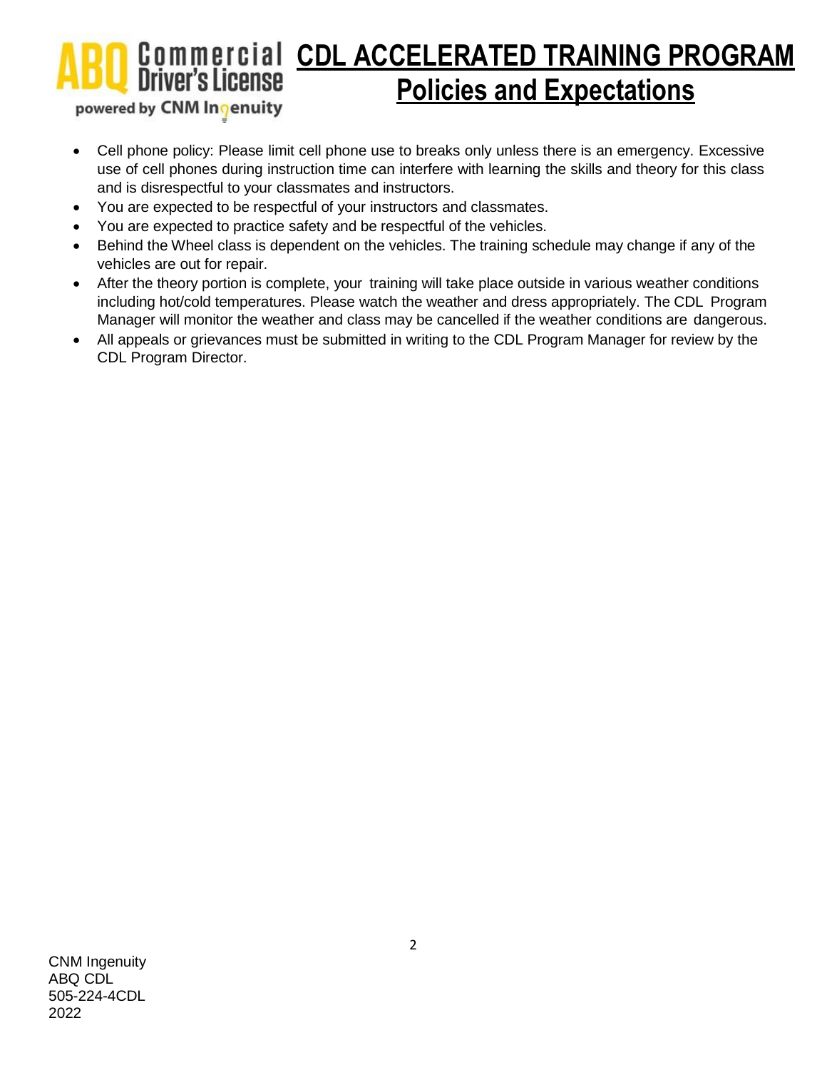# CDL ACCELERATED TRAINING PROGRAM
## Policies and Expectations

- Cell phone policy: Please limit cell phone use to breaks only unless there is an emergency. Excessive use of cell phones during instruction time can interfere with learning the skills and theory for this class and is disrespectful to your classmates and instructors.
- You are expected to be respectful of your instructors and classmates.
- You are expected to practice safety and be respectful of the vehicles.
- Behind the Wheel class is dependent on the vehicles. The training schedule may change if any of the vehicles are out for repair.
- After the theory portion is complete, your training will take place outside in various weather conditions including hot/cold temperatures. Please watch the weather and dress appropriately. The CDL Program Manager will monitor the weather and class may be cancelled if the weather conditions are dangerous.
- All appeals or grievances must be submitted in writing to the CDL Program Manager for review by the CDL Program Director.